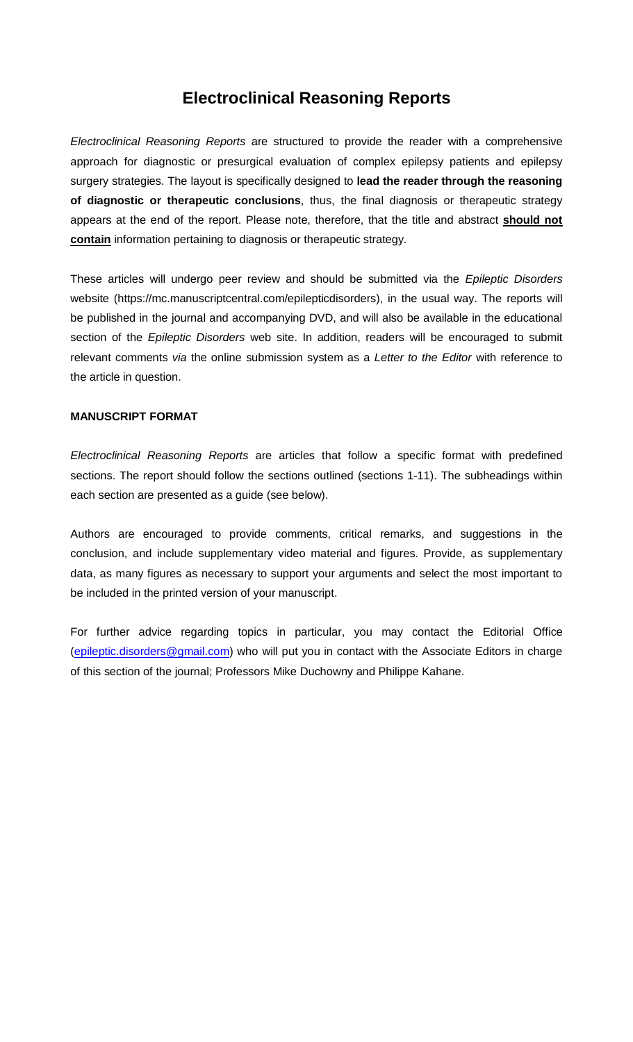# Electroclinical Reasoning Reports

*Electroclinical Reasoning Reports* are structured to provide the reader with a comprehensive approach for diagnostic or presurgical evaluation of complex epilepsy patients and epilepsy surgery strategies. The layout is specifically designed to **lead the reader through the reasoning of diagnostic or therapeutic conclusions**, thus, the final diagnosis or therapeutic strategy appears at the end of the report. Please note, therefore, that the title and abstract **should not contain** information pertaining to diagnosis or therapeutic strategy.

These articles will undergo peer review and should be submitted via the *Epileptic Disorders* website (https://mc.manuscriptcentral.com/epilepticdisorders), in the usual way. The reports will be published in the journal and accompanying DVD, and will also be available in the educational section of the *Epileptic Disorders* web site. In addition, readers will be encouraged to submit relevant comments *via* the online submission system as a *Letter to the Editor* with reference to the article in question.

## MANUSCRIPT FORMAT

*Electroclinical Reasoning Reports* are articles that follow a specific format with predefined sections. The report should follow the sections outlined (sections 1-11). The subheadings within each section are presented as a guide (see below).

Authors are encouraged to provide comments, critical remarks, and suggestions in the conclusion, and include supplementary video material and figures. Provide, as supplementary data, as many figures as necessary to support your arguments and select the most important to be included in the printed version of your manuscript.

For further advice regarding topics in particular, you may contact the Editorial Office (epileptic.disorders@gmail.com) who will put you in contact with the Associate Editors in charge of this section of the journal; Professors Mike Duchowny and Philippe Kahane.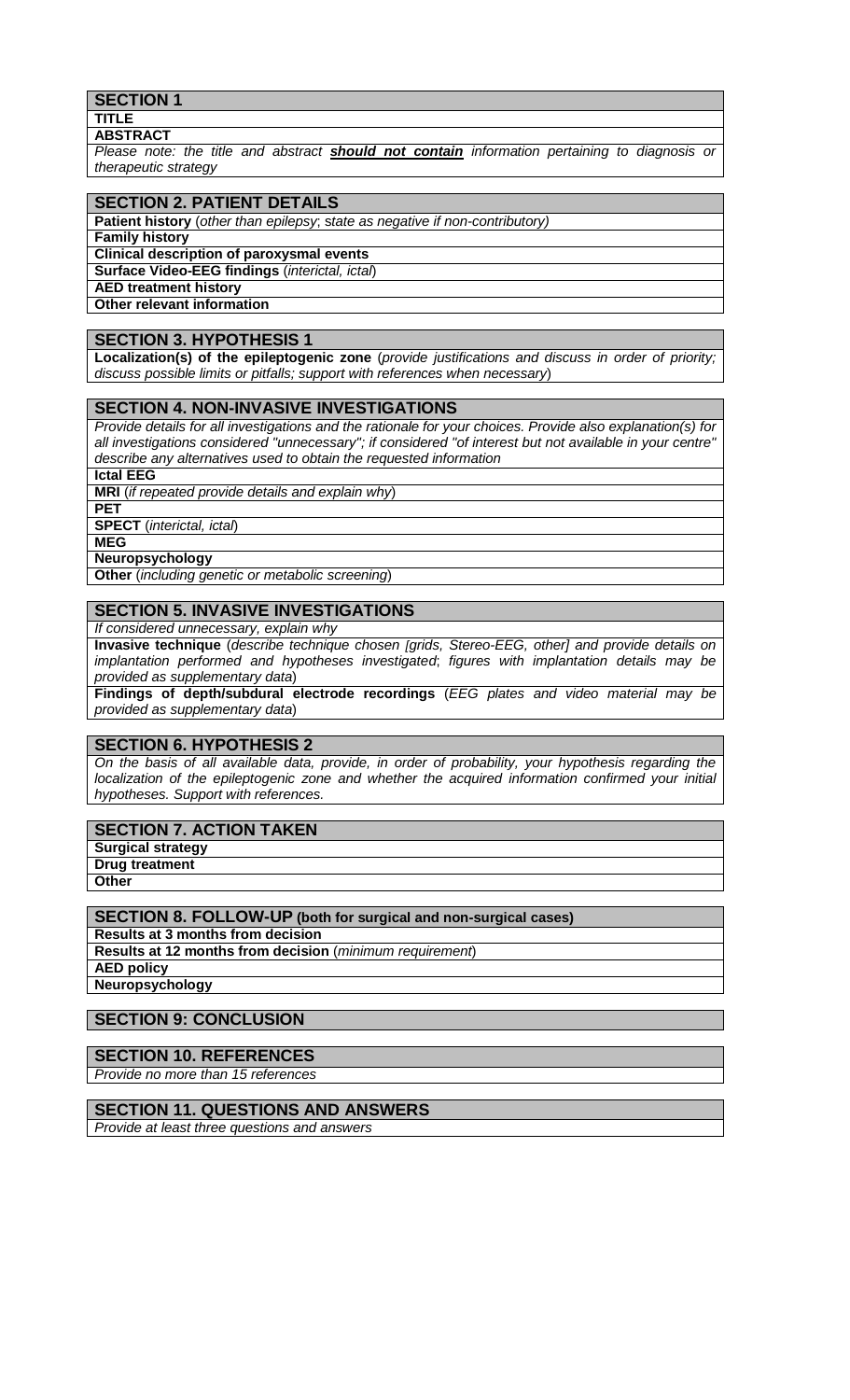## SECTION 1

**TITLE**

**ABSTRACT**

*Please note: the title and abstract* ***should not contain*** *information pertaining to diagnosis or therapeutic strategy*

## SECTION 2. PATIENT DETAILS

**Patient history** (*other than epilepsy*; *state as negative if non-contributory)*

**Family history**

**Clinical description of paroxysmal events**

**Surface Video-EEG findings** (*interictal, ictal*)

**AED treatment history**

**Other relevant information**

## SECTION 3. HYPOTHESIS 1

**Localization(s) of the epileptogenic zone** (*provide justifications and discuss in order of priority; discuss possible limits or pitfalls; support with references when necessary*)

## SECTION 4. NON-INVASIVE INVESTIGATIONS

*Provide details for all investigations and the rationale for your choices. Provide also explanation(s) for all investigations considered "unnecessary"; if considered "of interest but not available in your centre" describe any alternatives used to obtain the requested information*

**Ictal EEG**

**MRI** (*if repeated provide details and explain why*)

**PET**

**SPECT** (*interictal, ictal*)

**MEG**

**Neuropsychology**

**Other** (*including genetic or metabolic screening*)

## SECTION 5. INVASIVE INVESTIGATIONS

*If considered unnecessary, explain why*

**Invasive technique** (*describe technique chosen [grids, Stereo-EEG, other] and provide details on implantation performed and hypotheses investigated*; *figures with implantation details may be provided as supplementary data*)

**Findings of depth/subdural electrode recordings** (*EEG plates and video material may be provided as supplementary data*)

## SECTION 6. HYPOTHESIS 2

*On the basis of all available data, provide, in order of probability, your hypothesis regarding the localization of the epileptogenic zone and whether the acquired information confirmed your initial hypotheses. Support with references.*

## SECTION 7. ACTION TAKEN

**Surgical strategy**

**Drug treatment**

**Other**

## SECTION 8. FOLLOW-UP (both for surgical and non-surgical cases)

**Results at 3 months from decision**

**Results at 12 months from decision** (*minimum requirement*)

**AED policy**

**Neuropsychology**

## SECTION 9: CONCLUSION

## SECTION 10. REFERENCES

*Provide no more than 15 references*

## SECTION 11. QUESTIONS AND ANSWERS

*Provide at least three questions and answers*